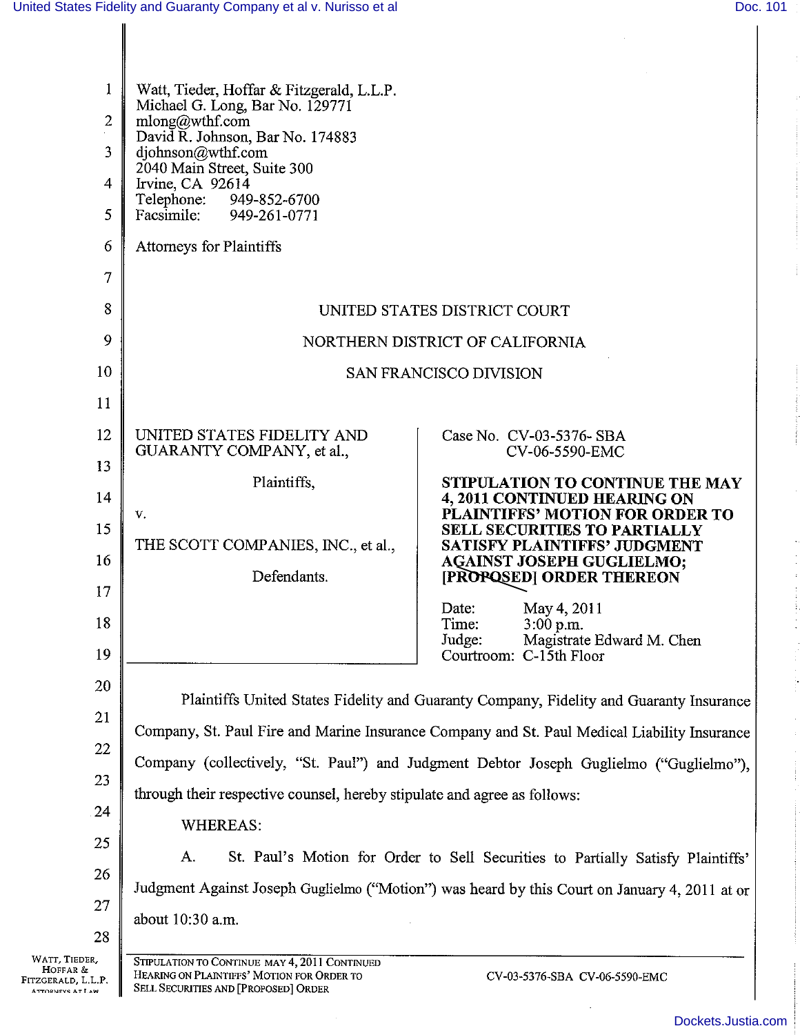Watt, Tieder, Hoffar & Fitzgerald, L.L.P.
Michael G. Long, Bar No. 129771
mlong@wthf.com
David R. Johnson, Bar No. 174883
djohnson@wthf.com
2040 Main Street, Suite 300
Irvine, CA 92614
Telephone: 949-852-6700
Facsimile: 949-261-0771

Attorneys for Plaintiffs

UNITED STATES DISTRICT COURT

NORTHERN DISTRICT OF CALIFORNIA

SAN FRANCISCO DIVISION

UNITED STATES FIDELITY AND GUARANTY COMPANY, et al.,

Plaintiffs,

v.

THE SCOTT COMPANIES, INC., et al.,

Defendants.

Case No. CV-03-5376- SBA
CV-06-5590-EMC

**STIPULATION TO CONTINUE THE MAY 4, 2011 CONTINUED HEARING ON PLAINTIFFS' MOTION FOR ORDER TO SELL SECURITIES TO PARTIALLY SATISFY PLAINTIFFS' JUDGMENT AGAINST JOSEPH GUGLIELMO; [PROPOSED] ORDER THEREON**

Date: May 4, 2011
Time: 3:00 p.m.
Judge: Magistrate Edward M. Chen
Courtroom: C-15th Floor

Plaintiffs United States Fidelity and Guaranty Company, Fidelity and Guaranty Insurance Company, St. Paul Fire and Marine Insurance Company and St. Paul Medical Liability Insurance Company (collectively, "St. Paul") and Judgment Debtor Joseph Guglielmo ("Guglielmo"), through their respective counsel, hereby stipulate and agree as follows:

WHEREAS:

A. St. Paul's Motion for Order to Sell Securities to Partially Satisfy Plaintiffs' Judgment Against Joseph Guglielmo ("Motion") was heard by this Court on January 4, 2011 at or about 10:30 a.m.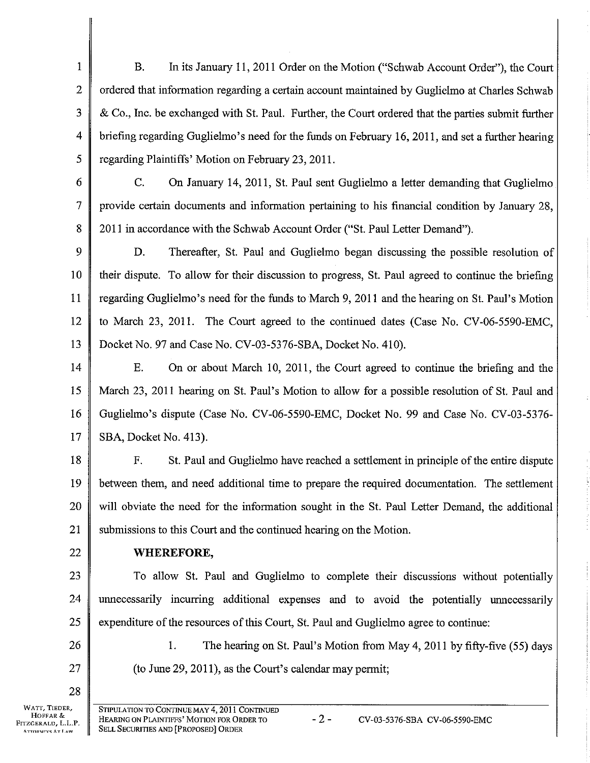B. In its January 11, 2011 Order on the Motion ("Schwab Account Order"), the Court ordered that information regarding a certain account maintained by Guglielmo at Charles Schwab & Co., Inc. be exchanged with St. Paul. Further, the Court ordered that the parties submit further briefing regarding Guglielmo's need for the funds on February 16, 2011, and set a further hearing regarding Plaintiffs' Motion on February 23, 2011.

C. On January 14, 2011, St. Paul sent Guglielmo a letter demanding that Guglielmo provide certain documents and information pertaining to his financial condition by January 28, 2011 in accordance with the Schwab Account Order ("St. Paul Letter Demand").

D. Thereafter, St. Paul and Guglielmo began discussing the possible resolution of their dispute. To allow for their discussion to progress, St. Paul agreed to continue the briefing regarding Guglielmo's need for the funds to March 9, 2011 and the hearing on St. Paul's Motion to March 23, 2011. The Court agreed to the continued dates (Case No. CV-06-5590-EMC, Docket No. 97 and Case No. CV-03-5376-SBA, Docket No. 410).

E. On or about March 10, 2011, the Court agreed to continue the briefing and the March 23, 2011 hearing on St. Paul's Motion to allow for a possible resolution of St. Paul and Guglielmo's dispute (Case No. CV-06-5590-EMC, Docket No. 99 and Case No. CV-03-5376-SBA, Docket No. 413).

F. St. Paul and Guglielmo have reached a settlement in principle of the entire dispute between them, and need additional time to prepare the required documentation. The settlement will obviate the need for the information sought in the St. Paul Letter Demand, the additional submissions to this Court and the continued hearing on the Motion.

**WHEREFORE,**

To allow St. Paul and Guglielmo to complete their discussions without potentially unnecessarily incurring additional expenses and to avoid the potentially unnecessarily expenditure of the resources of this Court, St. Paul and Guglielmo agree to continue:

1. The hearing on St. Paul's Motion from May 4, 2011 by fifty-five (55) days (to June 29, 2011), as the Court's calendar may permit;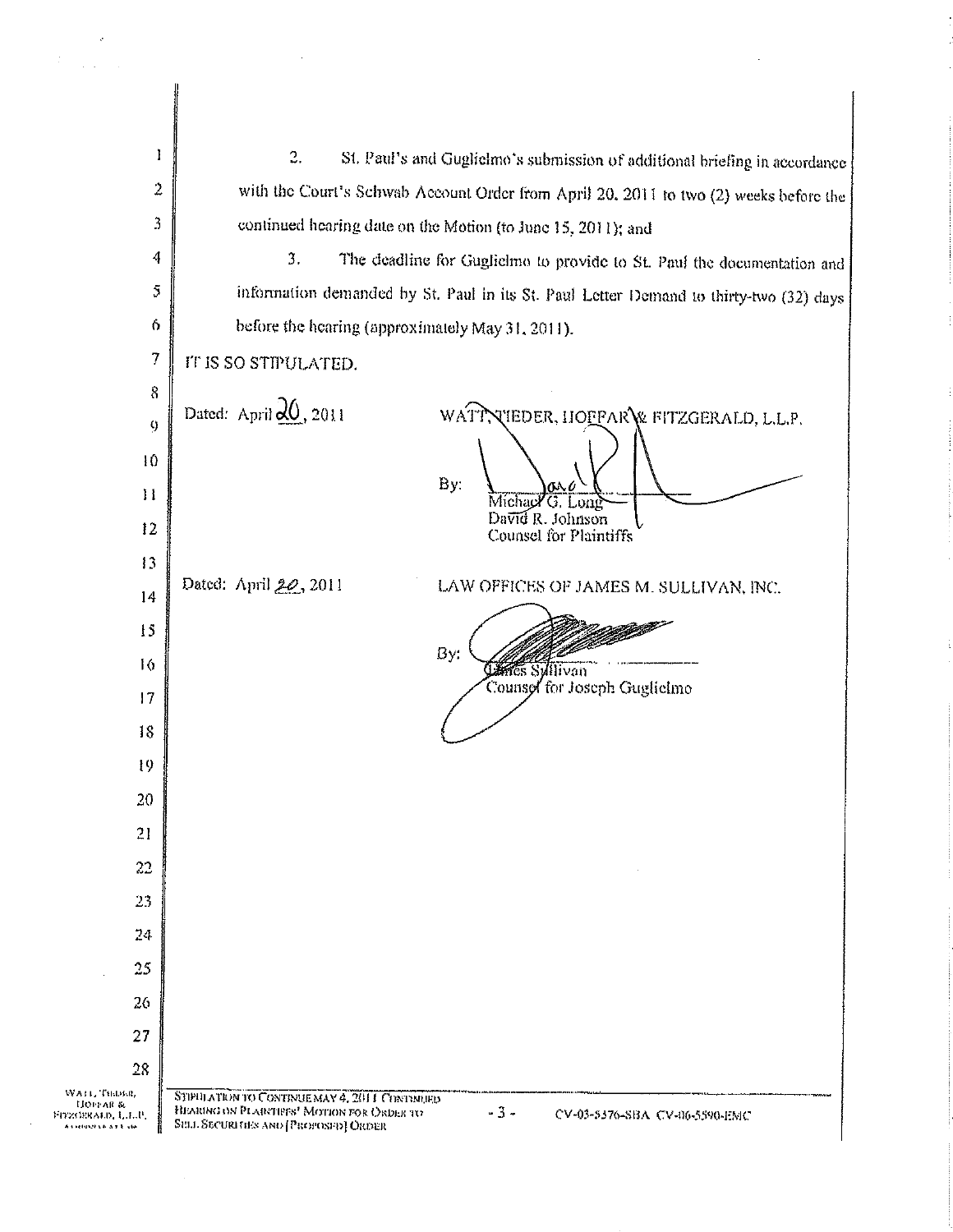2. St. Paul's and Guglielmo's submission of additional briefing in accordance with the Court's Schwab Account Order from April 20, 2011 to two (2) weeks before the continued hearing date on the Motion (to June 15, 2011); and

3. The deadline for Guglielmo to provide to St. Paul the documentation and information demanded by St. Paul in its St. Paul Letter Demand to thirty-two (32) days before the hearing (approximately May 31, 2011).

IT IS SO STIPULATED.

Dated: April 20, 2011

WATT, TIEDER, HOFFAR & FITZGERALD, L.L.P.

By: 
Michael G. Long
David R. Johnson
Counsel for Plaintiffs

Dated: April 20, 2011

LAW OFFICES OF JAMES M. SULLIVAN, INC.

By: 
James Sullivan
Counsel for Joseph Guglielmo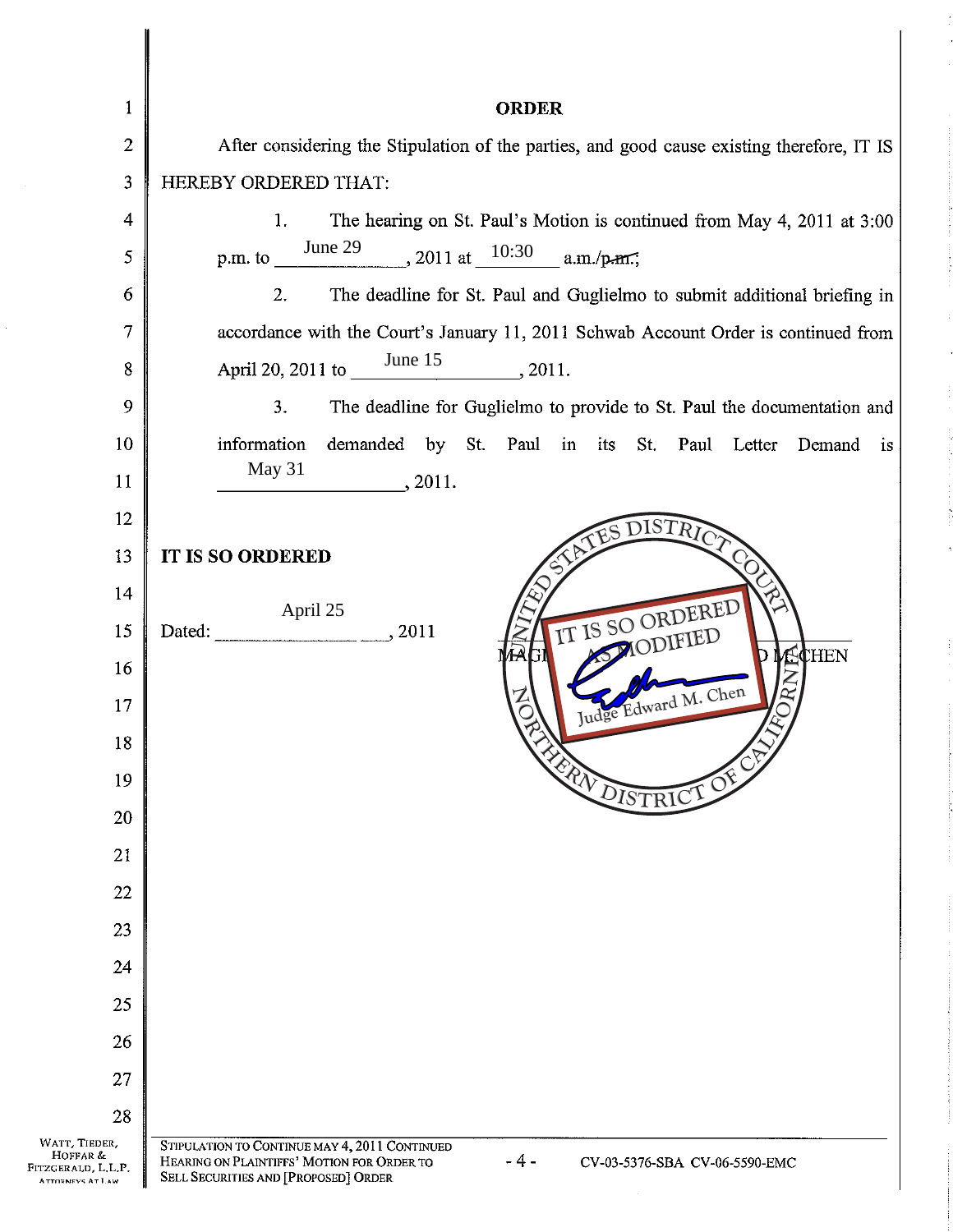**ORDER**

After considering the Stipulation of the parties, and good cause existing therefore, IT IS HEREBY ORDERED THAT:

1. The hearing on St. Paul's Motion is continued from May 4, 2011 at 3:00 p.m. to June 29, 2011 at 10:30 a.m./~~p.m.~~;

2. The deadline for St. Paul and Guglielmo to submit additional briefing in accordance with the Court's January 11, 2011 Schwab Account Order is continued from April 20, 2011 to June 15, 2011.

3. The deadline for Guglielmo to provide to St. Paul the documentation and information demanded by St. Paul in its St. Paul Letter Demand is May 31, 2011.

**IT IS SO ORDERED**

Dated: April 25, 2011

IT IS SO ORDERED AS MODIFIED

Judge Edward M. Chen

UNITED STATES DISTRICT COURT NORTHERN DISTRICT OF CALIFORNIA

MAGISTRATE JUDGE EDWARD M. CHEN